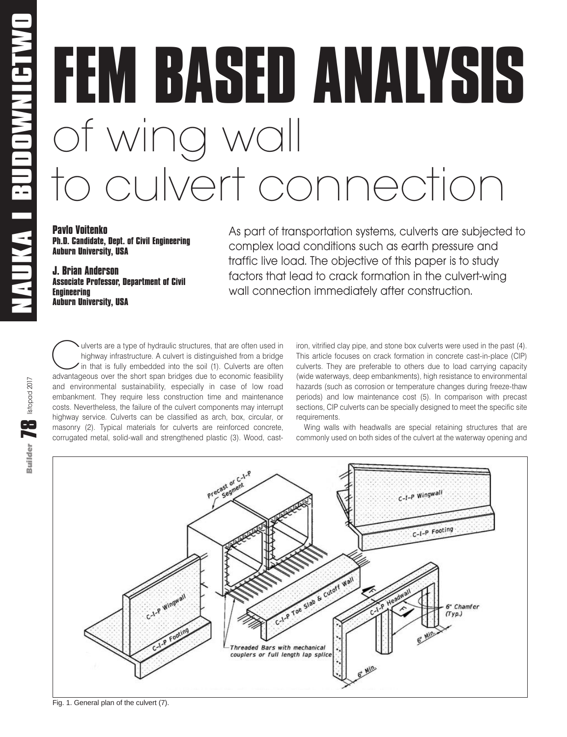# FEM BASED ANALYSIS of wing wall to culvert connection

**Pavlo Voitenko**
**Ph.D. Candidate, Dept. of Civil Engineering**
**Auburn University, USA**

**J. Brian Anderson**
**Associate Professor, Department of Civil Engineering**
**Auburn University, USA**

As part of transportation systems, culverts are subjected to complex load conditions such as earth pressure and traffic live load. The objective of this paper is to study factors that lead to crack formation in the culvert-wing wall connection immediately after construction.

Culverts are a type of hydraulic structures, that are often used in highway infrastructure. A culvert is distinguished from a bridge in that is fully embedded into the soil (1). Culverts are often advantageous over the short span bridges due to economic feasibility and environmental sustainability, especially in case of low road embankment. They require less construction time and maintenance costs. Nevertheless, the failure of the culvert components may interrupt highway service. Culverts can be classified as arch, box, circular, or masonry (2). Typical materials for culverts are reinforced concrete, corrugated metal, solid-wall and strengthened plastic (3). Wood, cast-iron, vitrified clay pipe, and stone box culverts were used in the past (4). This article focuses on crack formation in concrete cast-in-place (CIP) culverts. They are preferable to others due to load carrying capacity (wide waterways, deep embankments), high resistance to environmental hazards (such as corrosion or temperature changes during freeze-thaw periods) and low maintenance cost (5). In comparison with precast sections, CIP culverts can be specially designed to meet the specific site requirements.

Wing walls with headwalls are special retaining structures that are commonly used on both sides of the culvert at the waterway opening and

Fig. 1. General plan of the culvert (7).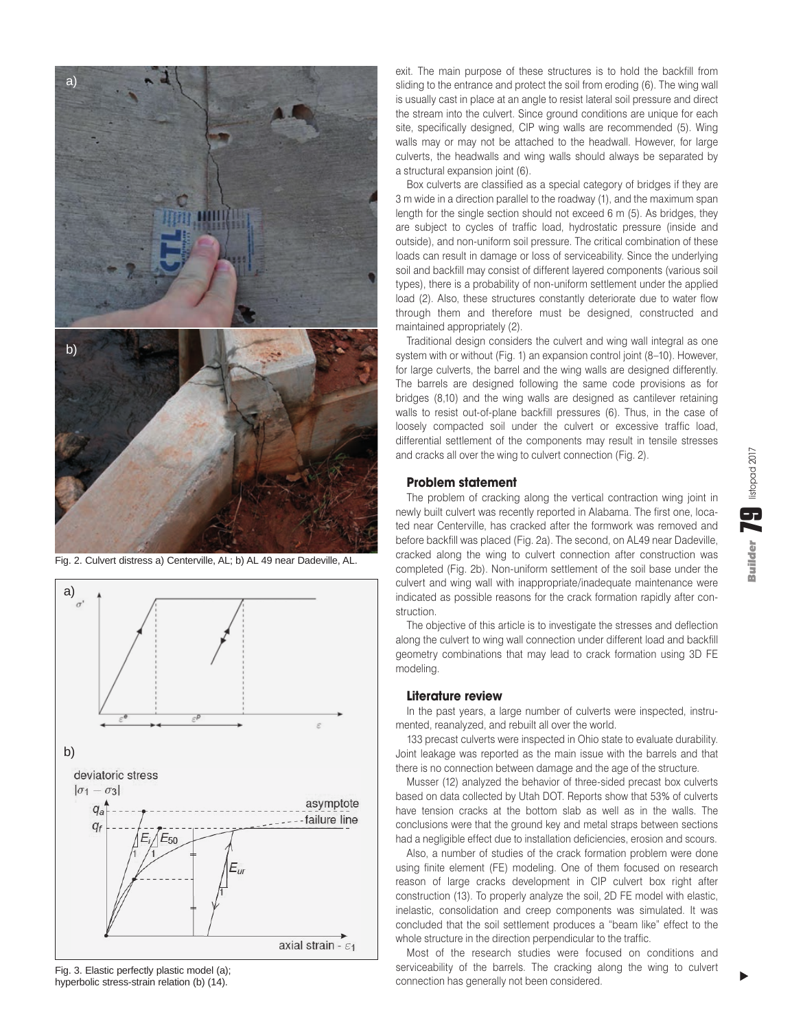Fig. 2. Culvert distress a) Centerville, AL; b) AL 49 near Dadeville, AL.

Fig. 3. Elastic perfectly plastic model (a); hyperbolic stress-strain relation (b) (14).

exit. The main purpose of these structures is to hold the backfill from sliding to the entrance and protect the soil from eroding (6). The wing wall is usually cast in place at an angle to resist lateral soil pressure and direct the stream into the culvert. Since ground conditions are unique for each site, specifically designed, CIP wing walls are recommended (5). Wing walls may or may not be attached to the headwall. However, for large culverts, the headwalls and wing walls should always be separated by a structural expansion joint (6).

Box culverts are classified as a special category of bridges if they are 3 m wide in a direction parallel to the roadway (1), and the maximum span length for the single section should not exceed 6 m (5). As bridges, they are subject to cycles of traffic load, hydrostatic pressure (inside and outside), and non-uniform soil pressure. The critical combination of these loads can result in damage or loss of serviceability. Since the underlying soil and backfill may consist of different layered components (various soil types), there is a probability of non-uniform settlement under the applied load (2). Also, these structures constantly deteriorate due to water flow through them and therefore must be designed, constructed and maintained appropriately (2).

Traditional design considers the culvert and wing wall integral as one system with or without (Fig. 1) an expansion control joint (8–10). However, for large culverts, the barrel and the wing walls are designed differently. The barrels are designed following the same code provisions as for bridges (8,10) and the wing walls are designed as cantilever retaining walls to resist out-of-plane backfill pressures (6). Thus, in the case of loosely compacted soil under the culvert or excessive traffic load, differential settlement of the components may result in tensile stresses and cracks all over the wing to culvert connection (Fig. 2).

## Problem statement

The problem of cracking along the vertical contraction wing joint in newly built culvert was recently reported in Alabama. The first one, located near Centerville, has cracked after the formwork was removed and before backfill was placed (Fig. 2a). The second, on AL49 near Dadeville, cracked along the wing to culvert connection after construction was completed (Fig. 2b). Non-uniform settlement of the soil base under the culvert and wing wall with inappropriate/inadequate maintenance were indicated as possible reasons for the crack formation rapidly after construction.

The objective of this article is to investigate the stresses and deflection along the culvert to wing wall connection under different load and backfill geometry combinations that may lead to crack formation using 3D FE modeling.

## Literature review

In the past years, a large number of culverts were inspected, instrumented, reanalyzed, and rebuilt all over the world.

133 precast culverts were inspected in Ohio state to evaluate durability. Joint leakage was reported as the main issue with the barrels and that there is no connection between damage and the age of the structure.

Musser (12) analyzed the behavior of three-sided precast box culverts based on data collected by Utah DOT. Reports show that 53% of culverts have tension cracks at the bottom slab as well as in the walls. The conclusions were that the ground key and metal straps between sections had a negligible effect due to installation deficiencies, erosion and scours.

Also, a number of studies of the crack formation problem were done using finite element (FE) modeling. One of them focused on research reason of large cracks development in CIP culvert box right after construction (13). To properly analyze the soil, 2D FE model with elastic, inelastic, consolidation and creep components was simulated. It was concluded that the soil settlement produces a "beam like" effect to the whole structure in the direction perpendicular to the traffic.

Most of the research studies were focused on conditions and serviceability of the barrels. The cracking along the wing to culvert connection has generally not been considered.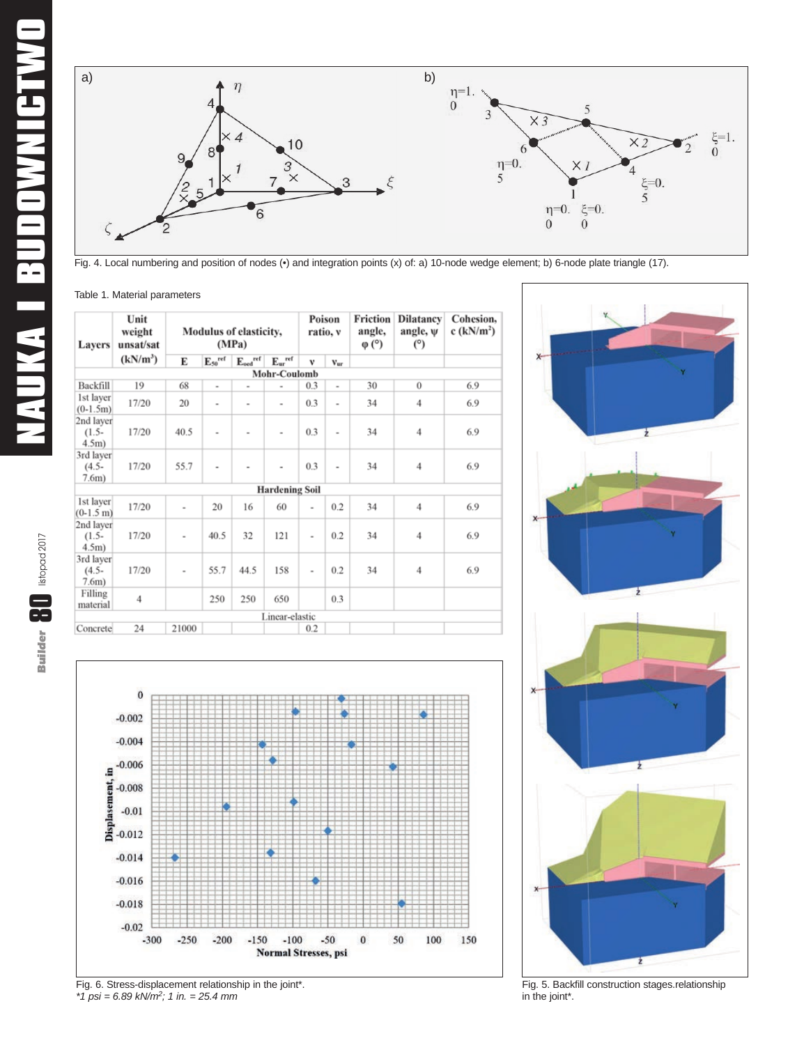Fig. 4. Local numbering and position of nodes (•) and integration points (x) of: a) 10-node wedge element; b) 6-node plate triangle (17).

Table 1. Material parameters

| Layers | Unit weight unsat/sat (kN/m³) | Modulus of elasticity, (MPa) | | | | Poison ratio, ν | | Friction angle, φ (°) | Dilatancy angle, ψ (°) | Cohesion, c (kN/m²) |
|---|---|---|---|---|---|---|---|---|---|---|
| | | E | $E_{50}^{ref}$ | $E_{oed}^{ref}$ | $E_{ur}^{ref}$ | ν | $\nu_{ur}$ | | | |
| Mohr-Coulomb | | | | | | | | | | |
| Backfill | 19 | 68 | - | - | - | 0.3 | - | 30 | 0 | 6.9 |
| 1st layer (0-1.5m) | 17/20 | 20 | - | - | - | 0.3 | - | 34 | 4 | 6.9 |
| 2nd layer (1.5-4.5m) | 17/20 | 40.5 | - | - | - | 0.3 | - | 34 | 4 | 6.9 |
| 3rd layer (4.5-7.6m) | 17/20 | 55.7 | - | - | - | 0.3 | - | 34 | 4 | 6.9 |
| Hardening Soil | | | | | | | | | | |
| 1st layer (0-1.5 m) | 17/20 | - | 20 | 16 | 60 | - | 0.2 | 34 | 4 | 6.9 |
| 2nd layer (1.5-4.5m) | 17/20 | - | 40.5 | 32 | 121 | - | 0.2 | 34 | 4 | 6.9 |
| 3rd layer (4.5-7.6m) | 17/20 | - | 55.7 | 44.5 | 158 | - | 0.2 | 34 | 4 | 6.9 |
| Filling material | 4 | | 250 | 250 | 650 | | 0.3 | | | |
| Linear-elastic | | | | | | | | | | |
| Concrete | 24 | 21000 | | | | 0.2 | | | | |

Fig. 6. Stress-displacement relationship in the joint*.
*1 psi = 6.89 kN/m²; 1 in. = 25.4 mm*

Fig. 5. Backfill construction stages.relationship in the joint*.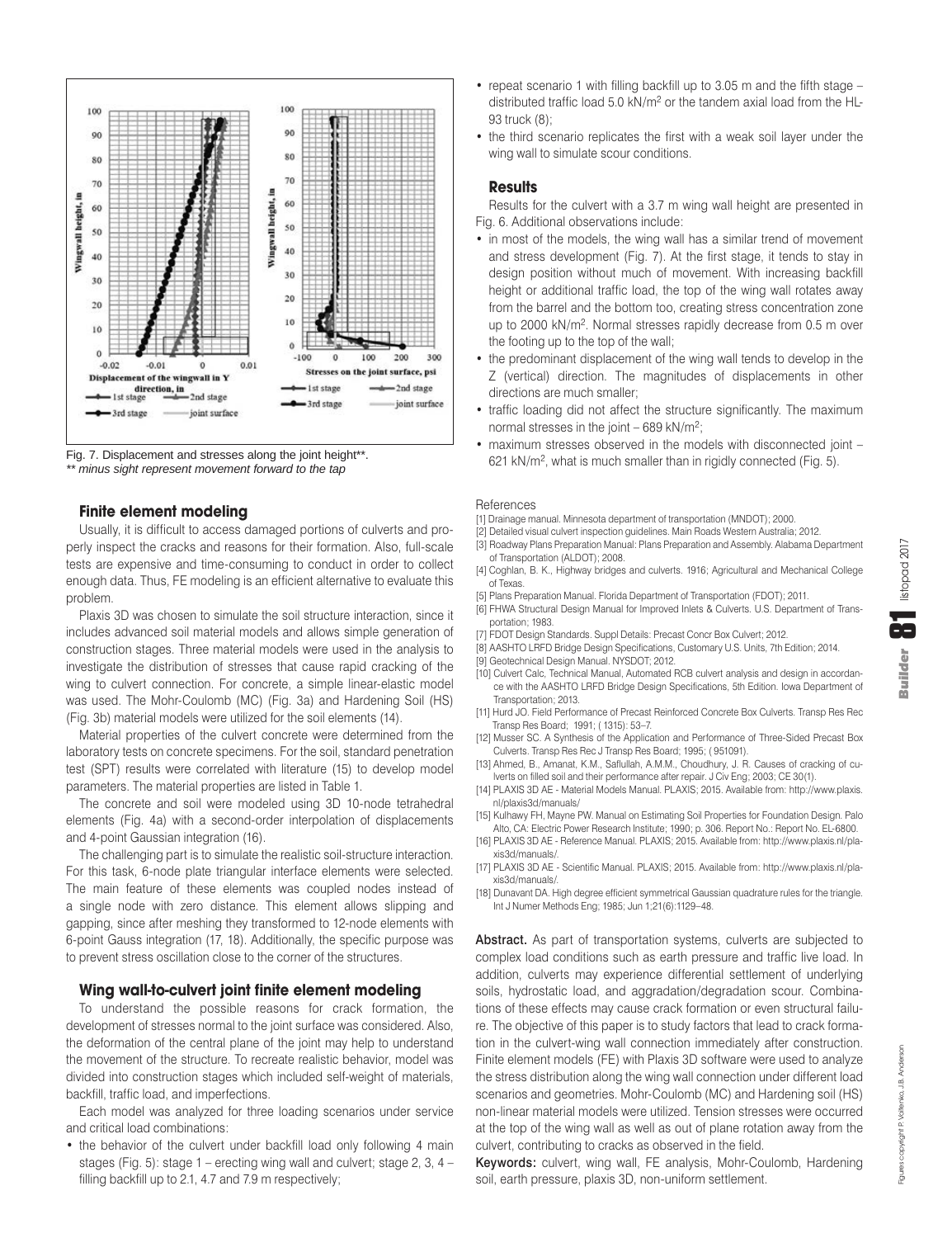100
90
80
70
60
50
40
30
20
10
0

Wingwall height, in

-0.02 -0.01 0 0.01

Displacement of the wingwall in Y direction, in

1st stage
2nd stage
3rd stage
joint surface

100
90
80
70
60
50
40
30
20
10
0

Wingwall height, in

-100 0 100 200 300

Stresses on the joint surface, psi

1st stage
2nd stage
3rd stage
joint surface

Fig. 7. Displacement and stresses along the joint height**.
*** minus sight represent movement forward to the tap*

### Finite element modeling

Usually, it is difficult to access damaged portions of culverts and properly inspect the cracks and reasons for their formation. Also, full-scale tests are expensive and time-consuming to conduct in order to collect enough data. Thus, FE modeling is an efficient alternative to evaluate this problem.

Plaxis 3D was chosen to simulate the soil structure interaction, since it includes advanced soil material models and allows simple generation of construction stages. Three material models were used in the analysis to investigate the distribution of stresses that cause rapid cracking of the wing to culvert connection. For concrete, a simple linear-elastic model was used. The Mohr-Coulomb (MC) (Fig. 3a) and Hardening Soil (HS) (Fig. 3b) material models were utilized for the soil elements (14).

Material properties of the culvert concrete were determined from the laboratory tests on concrete specimens. For the soil, standard penetration test (SPT) results were correlated with literature (15) to develop model parameters. The material properties are listed in Table 1.

The concrete and soil were modeled using 3D 10-node tetrahedral elements (Fig. 4a) with a second-order interpolation of displacements and 4-point Gaussian integration (16).

The challenging part is to simulate the realistic soil-structure interaction. For this task, 6-node plate triangular interface elements were selected. The main feature of these elements was coupled nodes instead of a single node with zero distance. This element allows slipping and gapping, since after meshing they transformed to 12-node elements with 6-point Gauss integration (17, 18). Additionally, the specific purpose was to prevent stress oscillation close to the corner of the structures.

### Wing wall-to-culvert joint finite element modeling

To understand the possible reasons for crack formation, the development of stresses normal to the joint surface was considered. Also, the deformation of the central plane of the joint may help to understand the movement of the structure. To recreate realistic behavior, model was divided into construction stages which included self-weight of materials, backfill, traffic load, and imperfections.

Each model was analyzed for three loading scenarios under service and critical load combinations:

- the behavior of the culvert under backfill load only following 4 main stages (Fig. 5): stage 1 – erecting wing wall and culvert; stage 2, 3, 4 – filling backfill up to 2.1, 4.7 and 7.9 m respectively;
- repeat scenario 1 with filling backfill up to 3.05 m and the fifth stage – distributed traffic load 5.0 kN/m$^2$ or the tandem axial load from the HL-93 truck (8);
- the third scenario replicates the first with a weak soil layer under the wing wall to simulate scour conditions.

### Results

Results for the culvert with a 3.7 m wing wall height are presented in Fig. 6. Additional observations include:

- in most of the models, the wing wall has a similar trend of movement and stress development (Fig. 7). At the first stage, it tends to stay in design position without much of movement. With increasing backfill height or additional traffic load, the top of the wing wall rotates away from the barrel and the bottom too, creating stress concentration zone up to 2000 kN/m$^2$. Normal stresses rapidly decrease from 0.5 m over the footing up to the top of the wall;
- the predominant displacement of the wing wall tends to develop in the Z (vertical) direction. The magnitudes of displacements in other directions are much smaller;
- traffic loading did not affect the structure significantly. The maximum normal stresses in the joint – 689 kN/m$^2$;
- maximum stresses observed in the models with disconnected joint – 621 kN/m$^2$, what is much smaller than in rigidly connected (Fig. 5).

References

[1] Drainage manual. Minnesota department of transportation (MNDOT); 2000.
[2] Detailed visual culvert inspection guidelines. Main Roads Western Australia; 2012.
[3] Roadway Plans Preparation Manual: Plans Preparation and Assembly. Alabama Department of Transportation (ALDOT); 2008.
[4] Coghlan, B. K., Highway bridges and culverts. 1916; Agricultural and Mechanical College of Texas.
[5] Plans Preparation Manual. Florida Department of Transportation (FDOT); 2011.
[6] FHWA Structural Design Manual for Improved Inlets & Culverts. U.S. Department of Transportation; 1983.
[7] FDOT Design Standards. Suppl Details: Precast Concr Box Culvert; 2012.
[8] AASHTO LRFD Bridge Design Specifications, Customary U.S. Units, 7th Edition; 2014.
[9] Geotechnical Design Manual. NYSDOT; 2012.
[10] Culvert Calc, Technical Manual, Automated RCB culvert analysis and design in accordance with the AASHTO LRFD Bridge Design Specifications, 5th Edition. Iowa Department of Transportation; 2013.
[11] Hurd JO. Field Performance of Precast Reinforced Concrete Box Culverts. Transp Res Rec Transp Res Board; 1991; ( 1315): 53–7.
[12] Musser SC. A Synthesis of the Application and Performance of Three-Sided Precast Box Culverts. Transp Res Rec J Transp Res Board; 1995; ( 951091).
[13] Ahmed, B., Amanat, K.M., Safiullah, A.M.M., Choudhury, J. R. Causes of cracking of culverts on filled soil and their performance after repair. J Civ Eng; 2003; CE 30(1).
[14] PLAXIS 3D AE - Material Models Manual. PLAXIS; 2015. Available from: http://www.plaxis.nl/plaxis3d/manuals/
[15] Kulhawy FH, Mayne PW. Manual on Estimating Soil Properties for Foundation Design. Palo Alto, CA: Electric Power Research Institute; 1990; p. 306. Report No.: Report No. EL-6800.
[16] PLAXIS 3D AE - Reference Manual. PLAXIS; 2015. Available from: http://www.plaxis.nl/plaxis3d/manuals/.
[17] PLAXIS 3D AE - Scientific Manual. PLAXIS; 2015. Available from: http://www.plaxis.nl/plaxis3d/manuals/.
[18] Dunavant DA. High degree efficient symmetrical Gaussian quadrature rules for the triangle. Int J Numer Methods Eng; 1985; Jun 1;21(6):1129–48.

**Abstract.** As part of transportation systems, culverts are subjected to complex load conditions such as earth pressure and traffic live load. In addition, culverts may experience differential settlement of underlying soils, hydrostatic load, and aggradation/degradation scour. Combinations of these effects may cause crack formation or even structural failure. The objective of this paper is to study factors that lead to crack formation in the culvert-wing wall connection immediately after construction. Finite element models (FE) with Plaxis 3D software were used to analyze the stress distribution along the wing wall connection under different load scenarios and geometries. Mohr-Coulomb (MC) and Hardening soil (HS) non-linear material models were utilized. Tension stresses were occurred at the top of the wing wall as well as out of plane rotation away from the culvert, contributing to cracks as observed in the field.

**Keywords:** culvert, wing wall, FE analysis, Mohr-Coulomb, Hardening soil, earth pressure, plaxis 3D, non-uniform settlement.

Figures copyright P. Volterko, J.B. Anderson